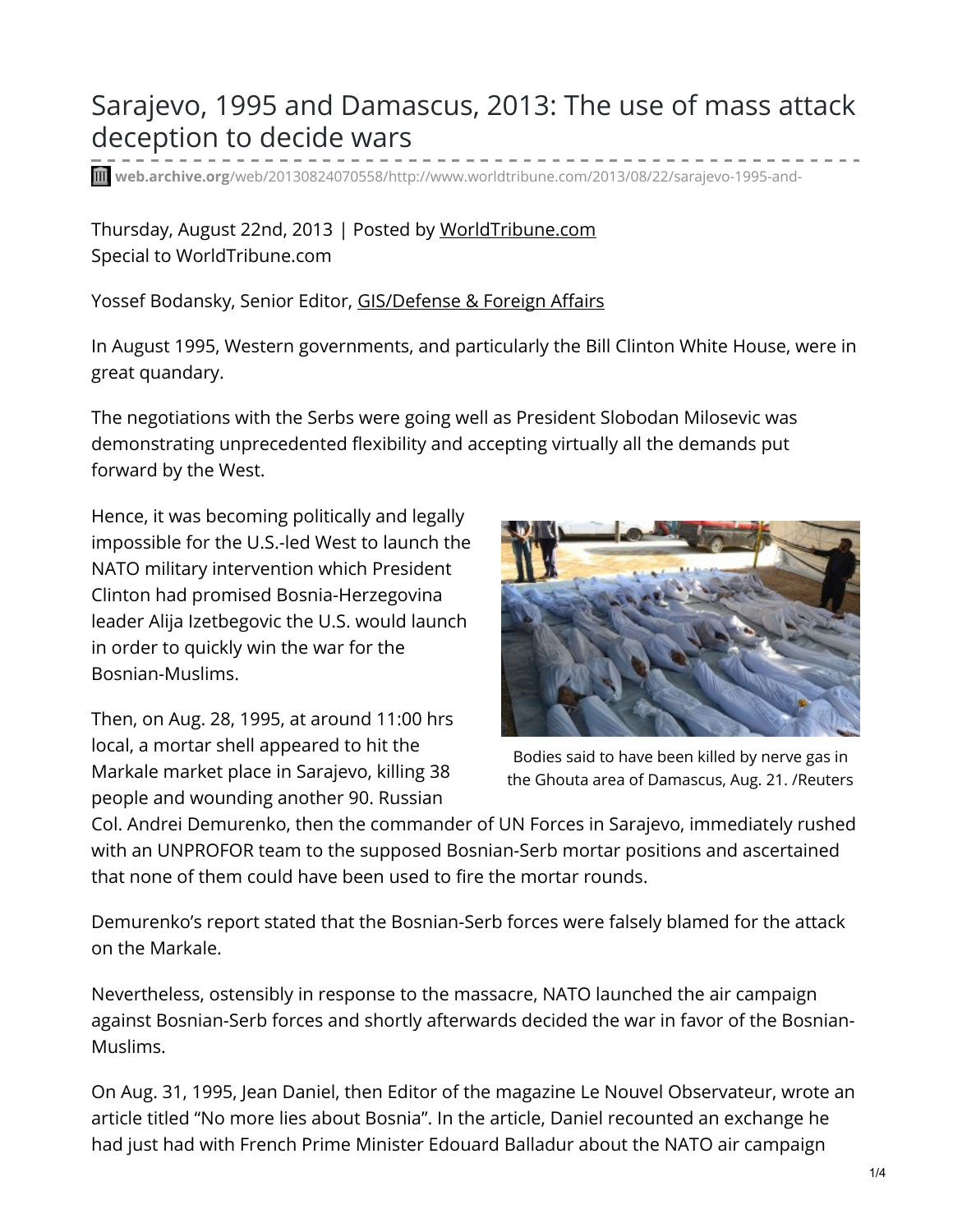# Sarajevo, 1995 and Damascus, 2013: The use of mass attack deception to decide wars

web.archive.org/web/20130824070558/http://www.worldtribune.com/2013/08/22/sarajevo-1995-and-

Thursday, August 22nd, 2013 | Posted by WorldTribune.com
Special to WorldTribune.com

Yossef Bodansky, Senior Editor, GIS/Defense & Foreign Affairs

In August 1995, Western governments, and particularly the Bill Clinton White House, were in great quandary.

The negotiations with the Serbs were going well as President Slobodan Milosevic was demonstrating unprecedented flexibility and accepting virtually all the demands put forward by the West.

Hence, it was becoming politically and legally impossible for the U.S.-led West to launch the NATO military intervention which President Clinton had promised Bosnia-Herzegovina leader Alija Izetbegovic the U.S. would launch in order to quickly win the war for the Bosnian-Muslims.

Bodies said to have been killed by nerve gas in the Ghouta area of Damascus, Aug. 21. /Reuters

Then, on Aug. 28, 1995, at around 11:00 hrs local, a mortar shell appeared to hit the Markale market place in Sarajevo, killing 38 people and wounding another 90. Russian Col. Andrei Demurenko, then the commander of UN Forces in Sarajevo, immediately rushed with an UNPROFOR team to the supposed Bosnian-Serb mortar positions and ascertained that none of them could have been used to fire the mortar rounds.

Demurenko's report stated that the Bosnian-Serb forces were falsely blamed for the attack on the Markale.

Nevertheless, ostensibly in response to the massacre, NATO launched the air campaign against Bosnian-Serb forces and shortly afterwards decided the war in favor of the Bosnian-Muslims.

On Aug. 31, 1995, Jean Daniel, then Editor of the magazine Le Nouvel Observateur, wrote an article titled "No more lies about Bosnia". In the article, Daniel recounted an exchange he had just had with French Prime Minister Edouard Balladur about the NATO air campaign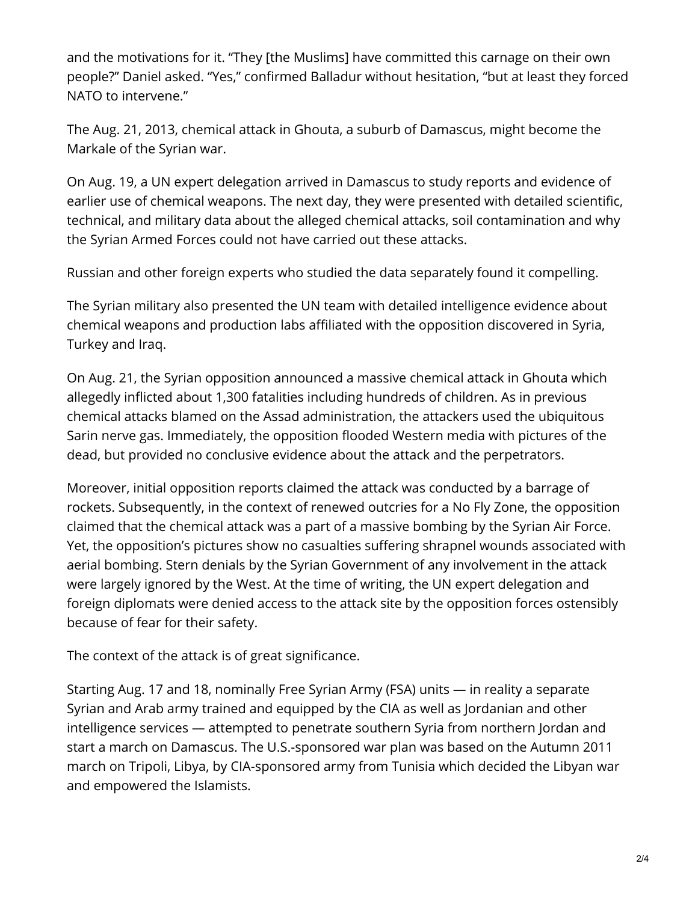and the motivations for it. “They [the Muslims] have committed this carnage on their own people?” Daniel asked. “Yes,” confirmed Balladur without hesitation, “but at least they forced NATO to intervene.”

The Aug. 21, 2013, chemical attack in Ghouta, a suburb of Damascus, might become the Markale of the Syrian war.

On Aug. 19, a UN expert delegation arrived in Damascus to study reports and evidence of earlier use of chemical weapons. The next day, they were presented with detailed scientific, technical, and military data about the alleged chemical attacks, soil contamination and why the Syrian Armed Forces could not have carried out these attacks.

Russian and other foreign experts who studied the data separately found it compelling.

The Syrian military also presented the UN team with detailed intelligence evidence about chemical weapons and production labs affiliated with the opposition discovered in Syria, Turkey and Iraq.

On Aug. 21, the Syrian opposition announced a massive chemical attack in Ghouta which allegedly inflicted about 1,300 fatalities including hundreds of children. As in previous chemical attacks blamed on the Assad administration, the attackers used the ubiquitous Sarin nerve gas. Immediately, the opposition flooded Western media with pictures of the dead, but provided no conclusive evidence about the attack and the perpetrators.

Moreover, initial opposition reports claimed the attack was conducted by a barrage of rockets. Subsequently, in the context of renewed outcries for a No Fly Zone, the opposition claimed that the chemical attack was a part of a massive bombing by the Syrian Air Force. Yet, the opposition’s pictures show no casualties suffering shrapnel wounds associated with aerial bombing. Stern denials by the Syrian Government of any involvement in the attack were largely ignored by the West. At the time of writing, the UN expert delegation and foreign diplomats were denied access to the attack site by the opposition forces ostensibly because of fear for their safety.

The context of the attack is of great significance.

Starting Aug. 17 and 18, nominally Free Syrian Army (FSA) units — in reality a separate Syrian and Arab army trained and equipped by the CIA as well as Jordanian and other intelligence services — attempted to penetrate southern Syria from northern Jordan and start a march on Damascus. The U.S.-sponsored war plan was based on the Autumn 2011 march on Tripoli, Libya, by CIA-sponsored army from Tunisia which decided the Libyan war and empowered the Islamists.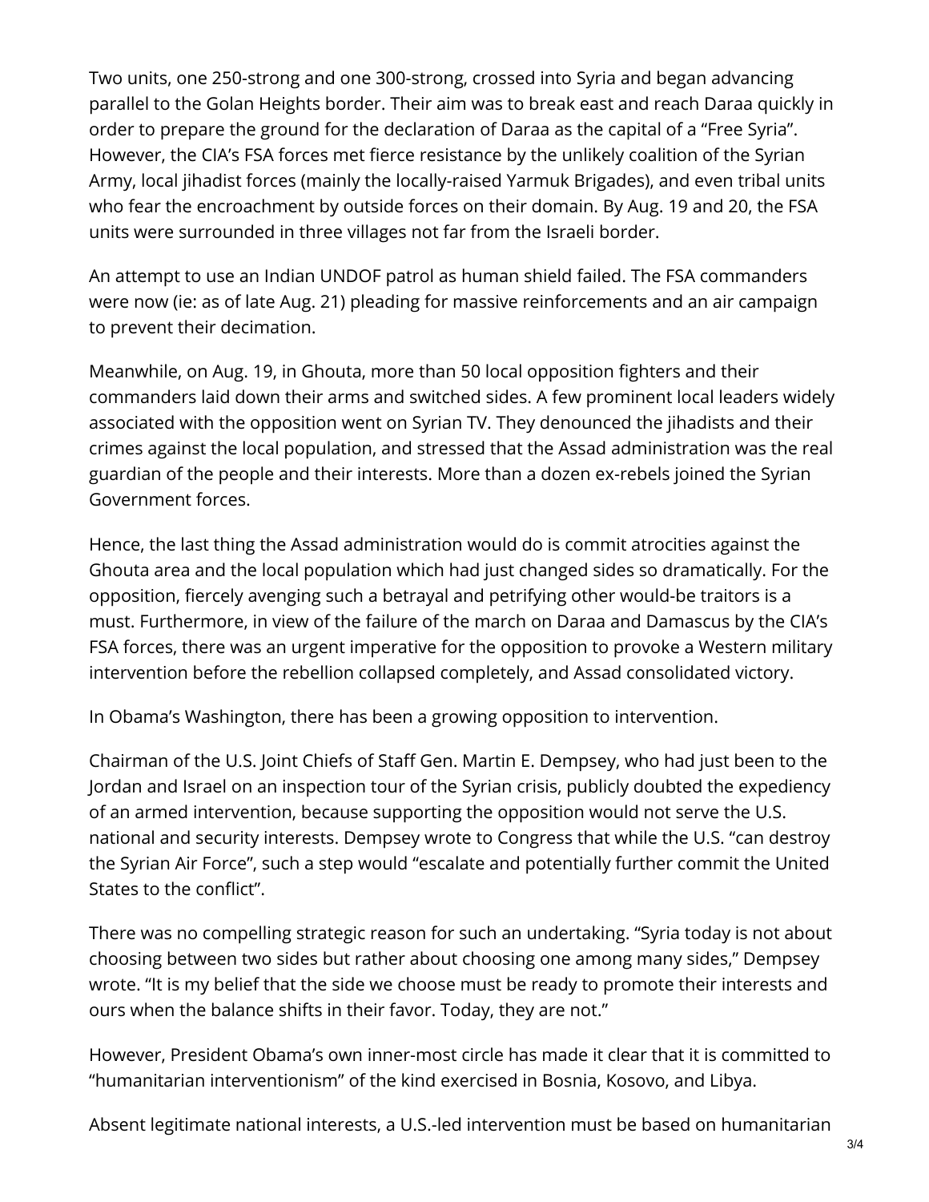Two units, one 250-strong and one 300-strong, crossed into Syria and began advancing parallel to the Golan Heights border. Their aim was to break east and reach Daraa quickly in order to prepare the ground for the declaration of Daraa as the capital of a "Free Syria". However, the CIA's FSA forces met fierce resistance by the unlikely coalition of the Syrian Army, local jihadist forces (mainly the locally-raised Yarmuk Brigades), and even tribal units who fear the encroachment by outside forces on their domain. By Aug. 19 and 20, the FSA units were surrounded in three villages not far from the Israeli border.

An attempt to use an Indian UNDOF patrol as human shield failed. The FSA commanders were now (ie: as of late Aug. 21) pleading for massive reinforcements and an air campaign to prevent their decimation.

Meanwhile, on Aug. 19, in Ghouta, more than 50 local opposition fighters and their commanders laid down their arms and switched sides. A few prominent local leaders widely associated with the opposition went on Syrian TV. They denounced the jihadists and their crimes against the local population, and stressed that the Assad administration was the real guardian of the people and their interests. More than a dozen ex-rebels joined the Syrian Government forces.

Hence, the last thing the Assad administration would do is commit atrocities against the Ghouta area and the local population which had just changed sides so dramatically. For the opposition, fiercely avenging such a betrayal and petrifying other would-be traitors is a must. Furthermore, in view of the failure of the march on Daraa and Damascus by the CIA's FSA forces, there was an urgent imperative for the opposition to provoke a Western military intervention before the rebellion collapsed completely, and Assad consolidated victory.

In Obama's Washington, there has been a growing opposition to intervention.

Chairman of the U.S. Joint Chiefs of Staff Gen. Martin E. Dempsey, who had just been to the Jordan and Israel on an inspection tour of the Syrian crisis, publicly doubted the expediency of an armed intervention, because supporting the opposition would not serve the U.S. national and security interests. Dempsey wrote to Congress that while the U.S. "can destroy the Syrian Air Force", such a step would "escalate and potentially further commit the United States to the conflict".

There was no compelling strategic reason for such an undertaking. "Syria today is not about choosing between two sides but rather about choosing one among many sides," Dempsey wrote. "It is my belief that the side we choose must be ready to promote their interests and ours when the balance shifts in their favor. Today, they are not."

However, President Obama's own inner-most circle has made it clear that it is committed to "humanitarian interventionism" of the kind exercised in Bosnia, Kosovo, and Libya.

Absent legitimate national interests, a U.S.-led intervention must be based on humanitarian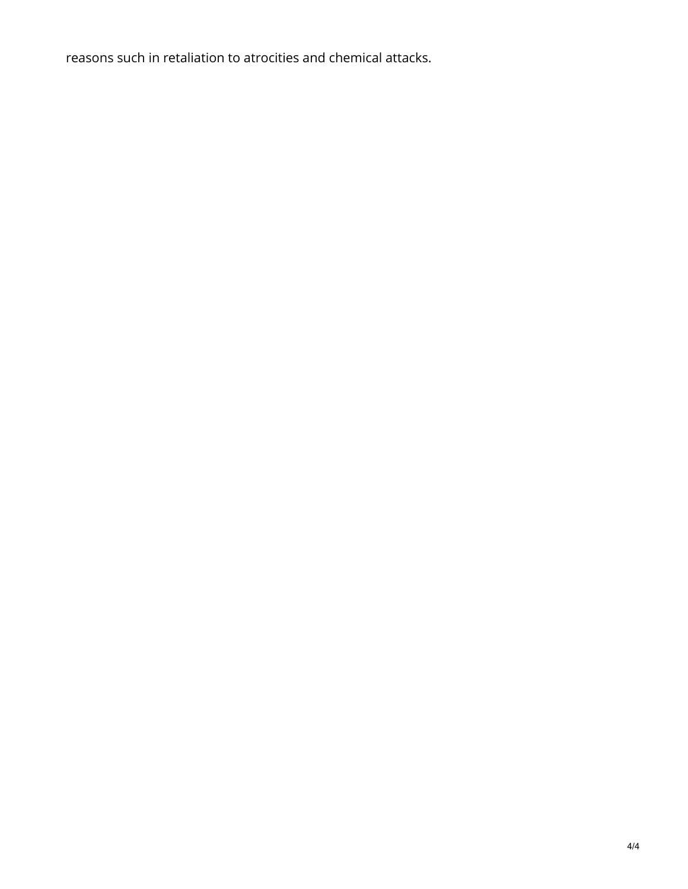reasons such in retaliation to atrocities and chemical attacks.